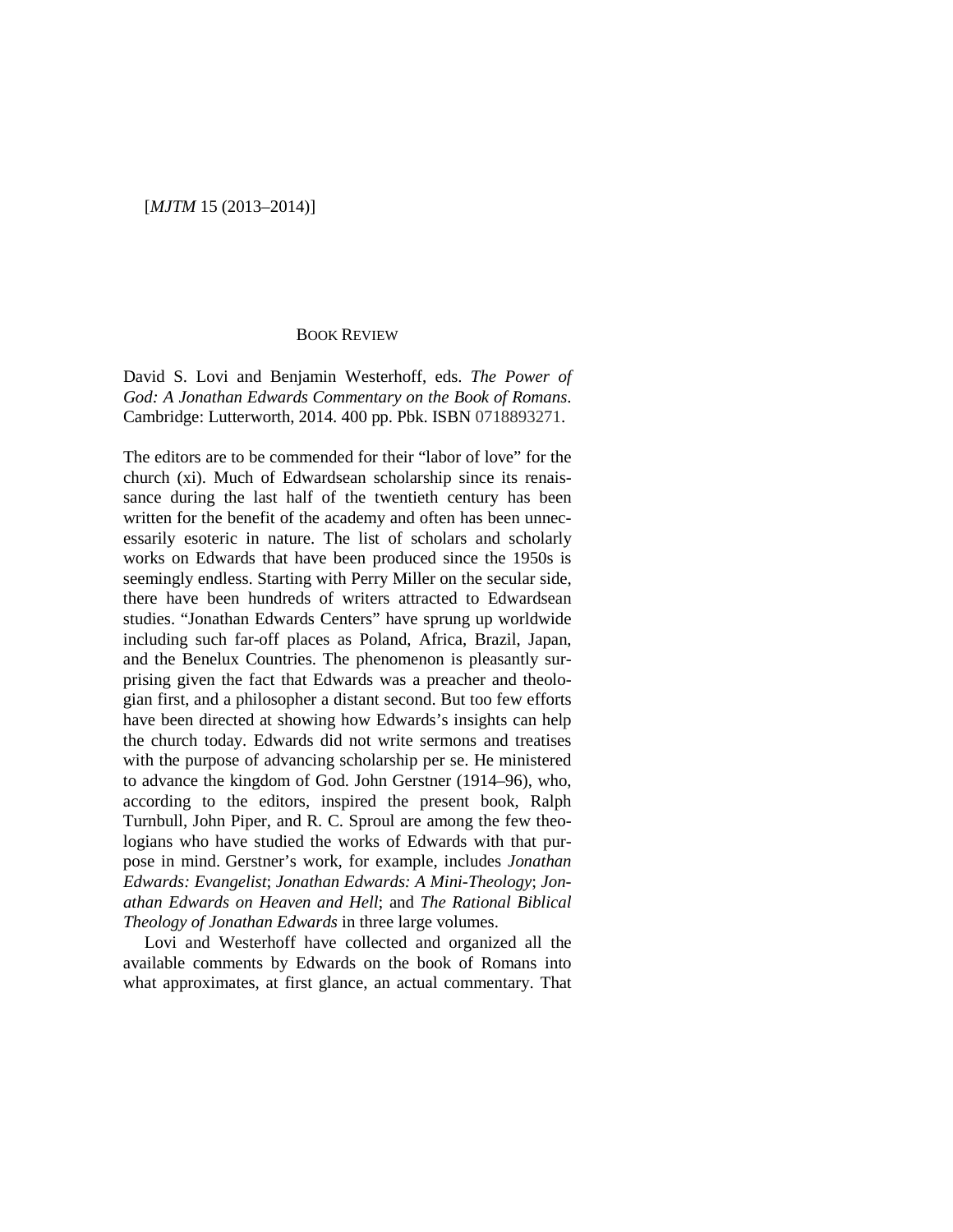# BOOK REVIEW

David S. Lovi and Benjamin Westerhoff, eds. *The Power of God: A Jonathan Edwards Commentary on the Book of Romans*. Cambridge: Lutterworth, 2014. 400 pp. Pbk. ISBN 0718893271.

The editors are to be commended for their "labor of love" for the church (xi). Much of Edwardsean scholarship since its renaissance during the last half of the twentieth century has been written for the benefit of the academy and often has been unnecessarily esoteric in nature. The list of scholars and scholarly works on Edwards that have been produced since the 1950s is seemingly endless. Starting with Perry Miller on the secular side, there have been hundreds of writers attracted to Edwardsean studies. "Jonathan Edwards Centers" have sprung up worldwide including such far-off places as Poland, Africa, Brazil, Japan, and the Benelux Countries. The phenomenon is pleasantly surprising given the fact that Edwards was a preacher and theologian first, and a philosopher a distant second. But too few efforts have been directed at showing how Edwards's insights can help the church today. Edwards did not write sermons and treatises with the purpose of advancing scholarship per se. He ministered to advance the kingdom of God. John Gerstner (1914–96), who, according to the editors, inspired the present book, Ralph Turnbull, John Piper, and R. C. Sproul are among the few theologians who have studied the works of Edwards with that purpose in mind. Gerstner's work, for example, includes *Jonathan Edwards: Evangelist*; *Jonathan Edwards: A Mini-Theology*; *Jonathan Edwards on Heaven and Hell*; and *The Rational Biblical Theology of Jonathan Edwards* in three large volumes.

Lovi and Westerhoff have collected and organized all the available comments by Edwards on the book of Romans into what approximates, at first glance, an actual commentary. That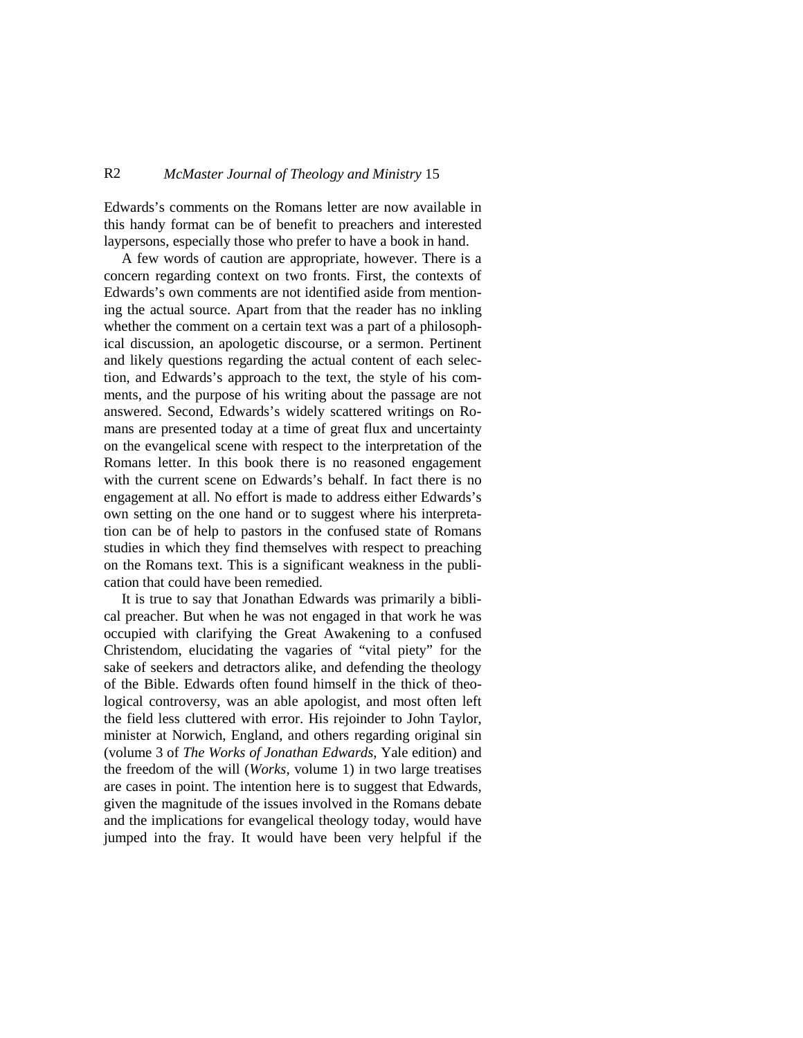Edwards's comments on the Romans letter are now available in this handy format can be of benefit to preachers and interested laypersons, especially those who prefer to have a book in hand.

A few words of caution are appropriate, however. There is a concern regarding context on two fronts. First, the contexts of Edwards's own comments are not identified aside from mentioning the actual source. Apart from that the reader has no inkling whether the comment on a certain text was a part of a philosophical discussion, an apologetic discourse, or a sermon. Pertinent and likely questions regarding the actual content of each selection, and Edwards's approach to the text, the style of his comments, and the purpose of his writing about the passage are not answered. Second, Edwards's widely scattered writings on Romans are presented today at a time of great flux and uncertainty on the evangelical scene with respect to the interpretation of the Romans letter. In this book there is no reasoned engagement with the current scene on Edwards's behalf. In fact there is no engagement at all. No effort is made to address either Edwards's own setting on the one hand or to suggest where his interpretation can be of help to pastors in the confused state of Romans studies in which they find themselves with respect to preaching on the Romans text. This is a significant weakness in the publication that could have been remedied.

It is true to say that Jonathan Edwards was primarily a biblical preacher. But when he was not engaged in that work he was occupied with clarifying the Great Awakening to a confused Christendom, elucidating the vagaries of "vital piety" for the sake of seekers and detractors alike, and defending the theology of the Bible. Edwards often found himself in the thick of theological controversy, was an able apologist, and most often left the field less cluttered with error. His rejoinder to John Taylor, minister at Norwich, England, and others regarding original sin (volume 3 of *The Works of Jonathan Edwards*, Yale edition) and the freedom of the will (*Works*, volume 1) in two large treatises are cases in point. The intention here is to suggest that Edwards, given the magnitude of the issues involved in the Romans debate and the implications for evangelical theology today, would have jumped into the fray. It would have been very helpful if the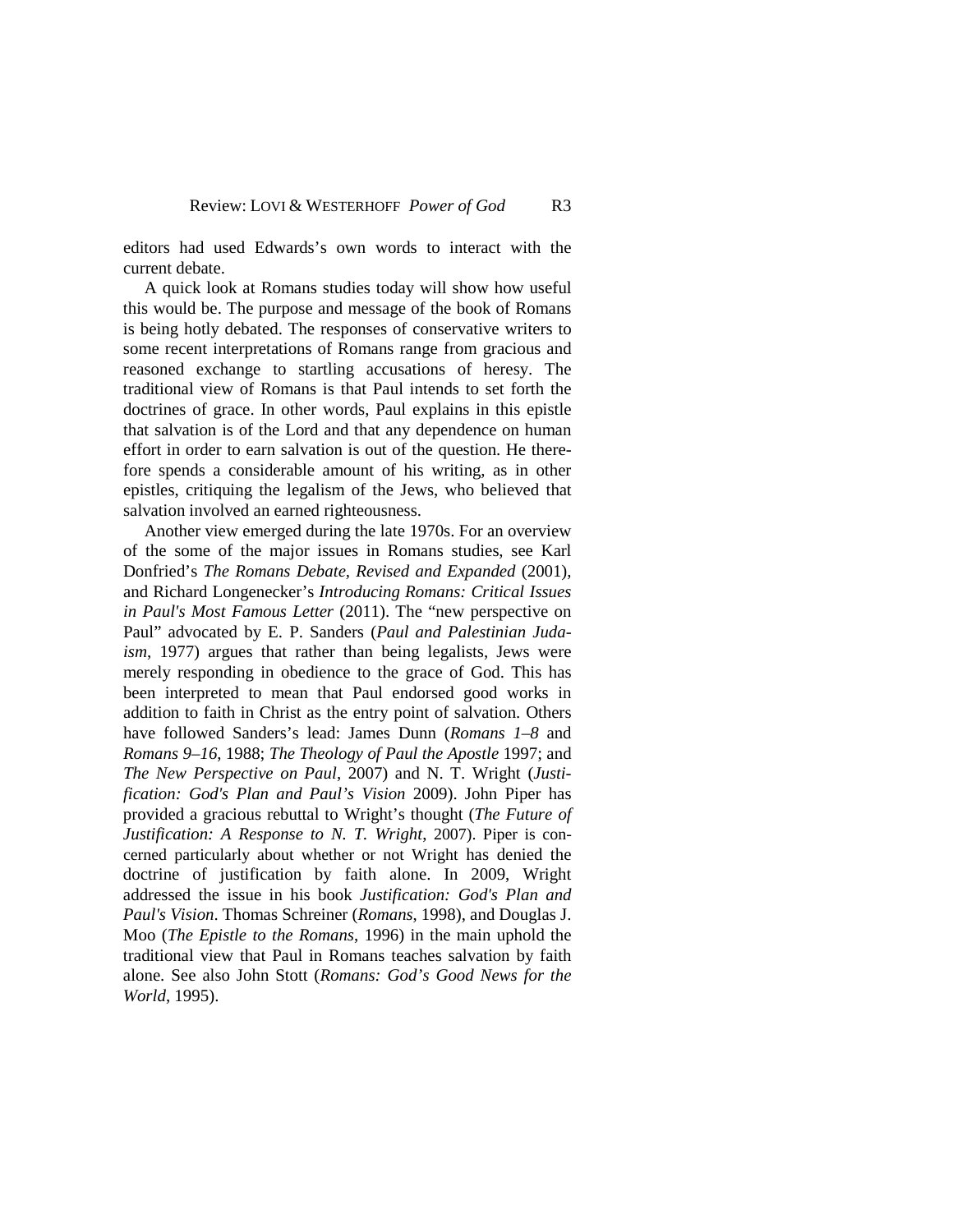editors had used Edwards's own words to interact with the current debate.

A quick look at Romans studies today will show how useful this would be. The purpose and message of the book of Romans is being hotly debated. The responses of conservative writers to some recent interpretations of Romans range from gracious and reasoned exchange to startling accusations of heresy. The traditional view of Romans is that Paul intends to set forth the doctrines of grace. In other words, Paul explains in this epistle that salvation is of the Lord and that any dependence on human effort in order to earn salvation is out of the question. He therefore spends a considerable amount of his writing, as in other epistles, critiquing the legalism of the Jews, who believed that salvation involved an earned righteousness.

Another view emerged during the late 1970s. For an overview of the some of the major issues in Romans studies, see Karl Donfried's *The Romans Debate, Revised and Expanded* (2001), and Richard Longenecker's *Introducing Romans: Critical Issues in Paul's Most Famous Letter* (2011). The "new perspective on Paul" advocated by E. P. Sanders (*Paul and Palestinian Judaism*, 1977) argues that rather than being legalists, Jews were merely responding in obedience to the grace of God. This has been interpreted to mean that Paul endorsed good works in addition to faith in Christ as the entry point of salvation. Others have followed Sanders's lead: James Dunn (*Romans 1–8* and *Romans 9–16*, 1988; *The Theology of Paul the Apostle* 1997; and *The New Perspective on Paul*, 2007) and N. T. Wright (*Justification: God's Plan and Paul's Vision* 2009). John Piper has provided a gracious rebuttal to Wright's thought (*The Future of Justification: A Response to N. T. Wright*, 2007). Piper is concerned particularly about whether or not Wright has denied the doctrine of justification by faith alone. In 2009, Wright addressed the issue in his book *Justification: God's Plan and Paul's Vision*. Thomas Schreiner (*Romans*, 1998), and Douglas J. Moo (*The Epistle to the Romans*, 1996) in the main uphold the traditional view that Paul in Romans teaches salvation by faith alone. See also John Stott (*Romans: God's Good News for the World*, 1995).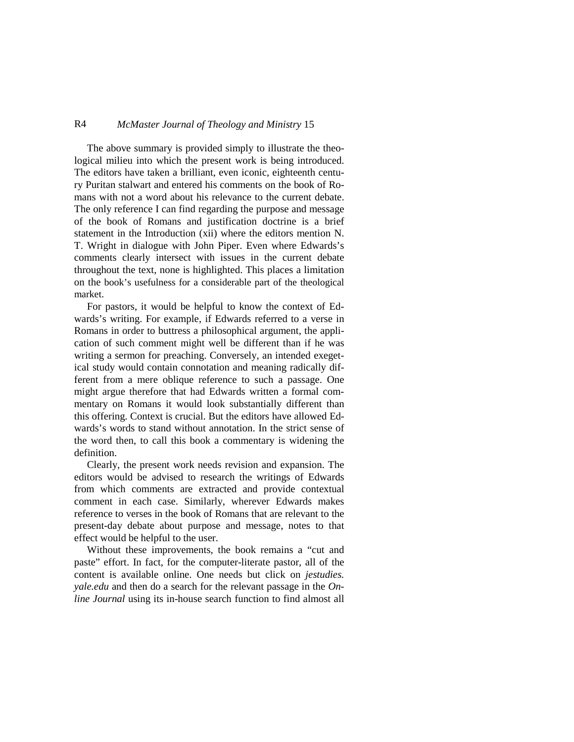The above summary is provided simply to illustrate the theological milieu into which the present work is being introduced. The editors have taken a brilliant, even iconic, eighteenth century Puritan stalwart and entered his comments on the book of Romans with not a word about his relevance to the current debate. The only reference I can find regarding the purpose and message of the book of Romans and justification doctrine is a brief statement in the Introduction (xii) where the editors mention N. T. Wright in dialogue with John Piper. Even where Edwards's comments clearly intersect with issues in the current debate throughout the text, none is highlighted. This places a limitation on the book's usefulness for a considerable part of the theological market.

For pastors, it would be helpful to know the context of Edwards's writing. For example, if Edwards referred to a verse in Romans in order to buttress a philosophical argument, the application of such comment might well be different than if he was writing a sermon for preaching. Conversely, an intended exegetical study would contain connotation and meaning radically different from a mere oblique reference to such a passage. One might argue therefore that had Edwards written a formal commentary on Romans it would look substantially different than this offering. Context is crucial. But the editors have allowed Edwards's words to stand without annotation. In the strict sense of the word then, to call this book a commentary is widening the definition.

Clearly, the present work needs revision and expansion. The editors would be advised to research the writings of Edwards from which comments are extracted and provide contextual comment in each case. Similarly, wherever Edwards makes reference to verses in the book of Romans that are relevant to the present-day debate about purpose and message, notes to that effect would be helpful to the user.

Without these improvements, the book remains a "cut and paste" effort. In fact, for the computer-literate pastor, all of the content is available online. One needs but click on *jestudies.yale.edu* and then do a search for the relevant passage in the *Online Journal* using its in-house search function to find almost all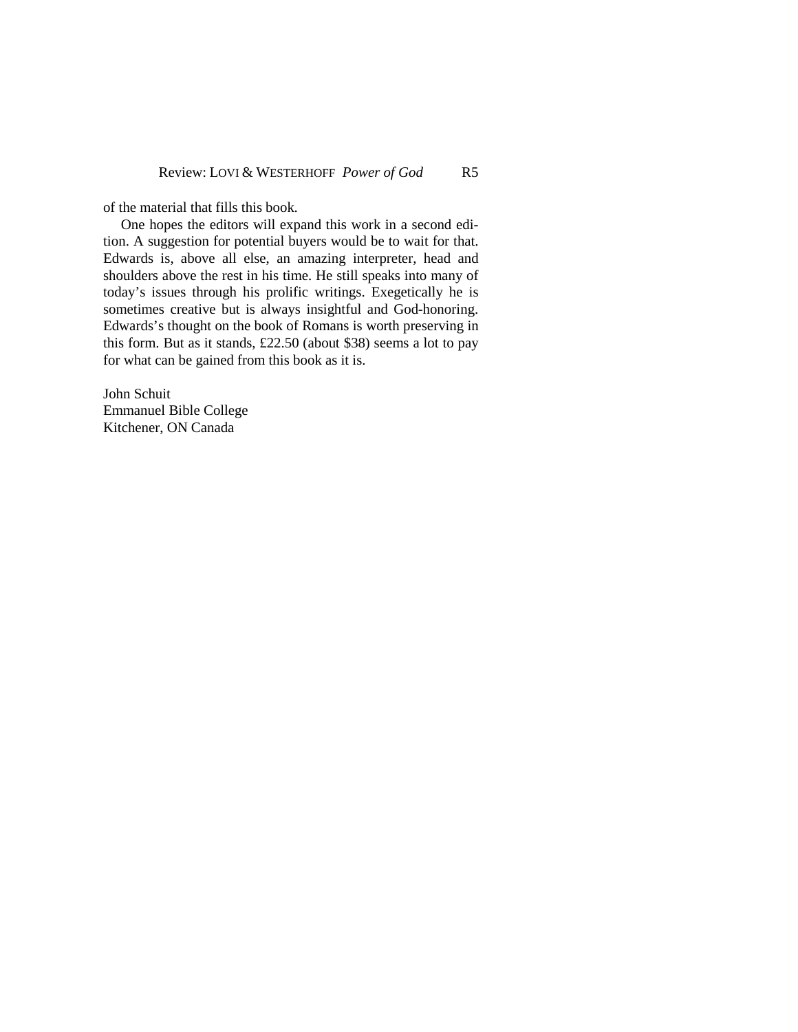of the material that fills this book.

One hopes the editors will expand this work in a second edition. A suggestion for potential buyers would be to wait for that. Edwards is, above all else, an amazing interpreter, head and shoulders above the rest in his time. He still speaks into many of today's issues through his prolific writings. Exegetically he is sometimes creative but is always insightful and God-honoring. Edwards's thought on the book of Romans is worth preserving in this form. But as it stands, £22.50 (about $38) seems a lot to pay for what can be gained from this book as it is.

John Schuit
Emmanuel Bible College
Kitchener, ON Canada